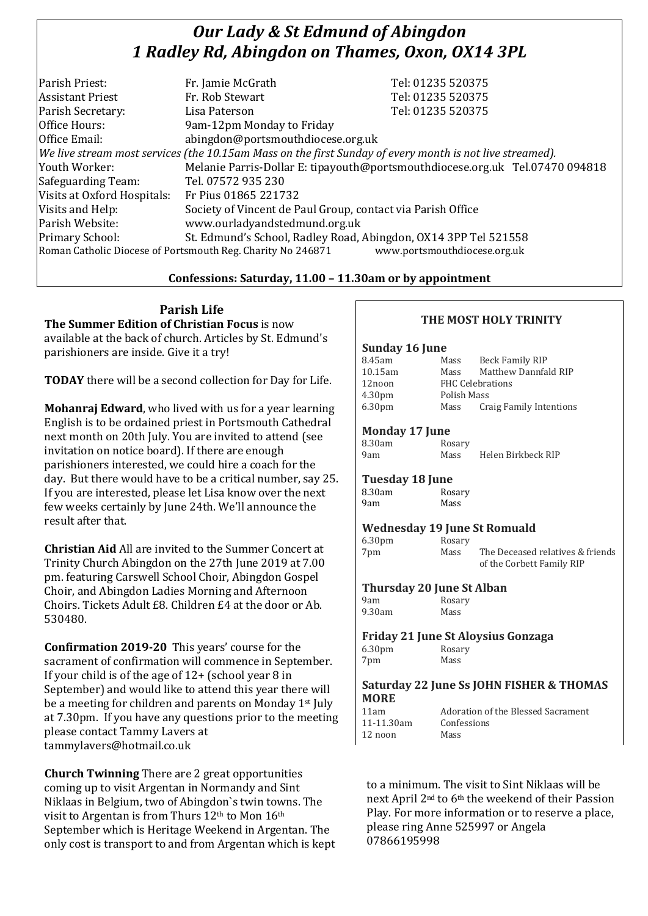# *Our Lady & St Edmund of Abingdon*
# *1 Radley Rd, Abingdon on Thames, Oxon, OX14 3PL*

| | | |
|---|---|---|
| Parish Priest: | Fr. Jamie McGrath | Tel: 01235 520375 |
| Assistant Priest | Fr. Rob Stewart | Tel: 01235 520375 |
| Parish Secretary: | Lisa Paterson | Tel: 01235 520375 |
| Office Hours: | 9am-12pm Monday to Friday | |
| Office Email: | abingdon@portsmouthdiocese.org.uk | |

*We live stream most services (the 10.15am Mass on the first Sunday of every month is not live streamed).*

| | |
|---|---|
| Youth Worker: | Melanie Parris-Dollar E: tipayouth@portsmouthdiocese.org.uk Tel.07470 094818 |
| Safeguarding Team: | Tel. 07572 935 230 |
| Visits at Oxford Hospitals: | Fr Pius 01865 221732 |
| Visits and Help: | Society of Vincent de Paul Group, contact via Parish Office |
| Parish Website: | www.ourladyandstedmund.org.uk |
| Primary School: | St. Edmund's School, Radley Road, Abingdon, OX14 3PP Tel 521558 |

Roman Catholic Diocese of Portsmouth Reg. Charity No 246871 www.portsmouthdiocese.org.uk

**Confessions: Saturday, 11.00 – 11.30am or by appointment**

## Parish Life

**The Summer Edition of Christian Focus** is now available at the back of church. Articles by St. Edmund's parishioners are inside. Give it a try!

**TODAY** there will be a second collection for Day for Life.

**Mohanraj Edward**, who lived with us for a year learning English is to be ordained priest in Portsmouth Cathedral next month on 20th July. You are invited to attend (see invitation on notice board). If there are enough parishioners interested, we could hire a coach for the day. But there would have to be a critical number, say 25. If you are interested, please let Lisa know over the next few weeks certainly by June 24th. We'll announce the result after that.

**Christian Aid** All are invited to the Summer Concert at Trinity Church Abingdon on the 27th June 2019 at 7.00 pm. featuring Carswell School Choir, Abingdon Gospel Choir, and Abingdon Ladies Morning and Afternoon Choirs. Tickets Adult £8. Children £4 at the door or Ab. 530480.

**Confirmation 2019-20** This years' course for the sacrament of confirmation will commence in September. If your child is of the age of 12+ (school year 8 in September) and would like to attend this year there will be a meeting for children and parents on Monday 1st July at 7.30pm. If you have any questions prior to the meeting please contact Tammy Lavers at tammylavers@hotmail.co.uk

**Church Twinning** There are 2 great opportunities coming up to visit Argentan in Normandy and Sint Niklaas in Belgium, two of Abingdon`s twin towns. The visit to Argentan is from Thurs 12th to Mon 16th September which is Heritage Weekend in Argentan. The only cost is transport to and from Argentan which is kept to a minimum. The visit to Sint Niklaas will be next April 2nd to 6th the weekend of their Passion Play. For more information or to reserve a place, please ring Anne 525997 or Angela 07866195998

## THE MOST HOLY TRINITY

### Sunday 16 June

| | | |
|---|---|---|
| 8.45am | Mass | Beck Family RIP |
| 10.15am | Mass | Matthew Dannfald RIP |
| 12noon | FHC Celebrations | |
| 4.30pm | Polish Mass | |
| 6.30pm | Mass | Craig Family Intentions |

### Monday 17 June

| | | |
|---|---|---|
| 8.30am | Rosary | |
| 9am | Mass | Helen Birkbeck RIP |

### Tuesday 18 June

| | |
|---|---|
| 8.30am | Rosary |
| 9am | Mass |

### Wednesday 19 June St Romuald

| | | |
|---|---|---|
| 6.30pm | Rosary | |
| 7pm | Mass | The Deceased relatives & friends of the Corbett Family RIP |

### Thursday 20 June St Alban

| | |
|---|---|
| 9am | Rosary |
| 9.30am | Mass |

### Friday 21 June St Aloysius Gonzaga

| | |
|---|---|
| 6.30pm | Rosary |
| 7pm | Mass |

### Saturday 22 June Ss JOHN FISHER & THOMAS MORE

| | |
|---|---|
| 11am | Adoration of the Blessed Sacrament |
| 11-11.30am | Confessions |
| 12 noon | Mass |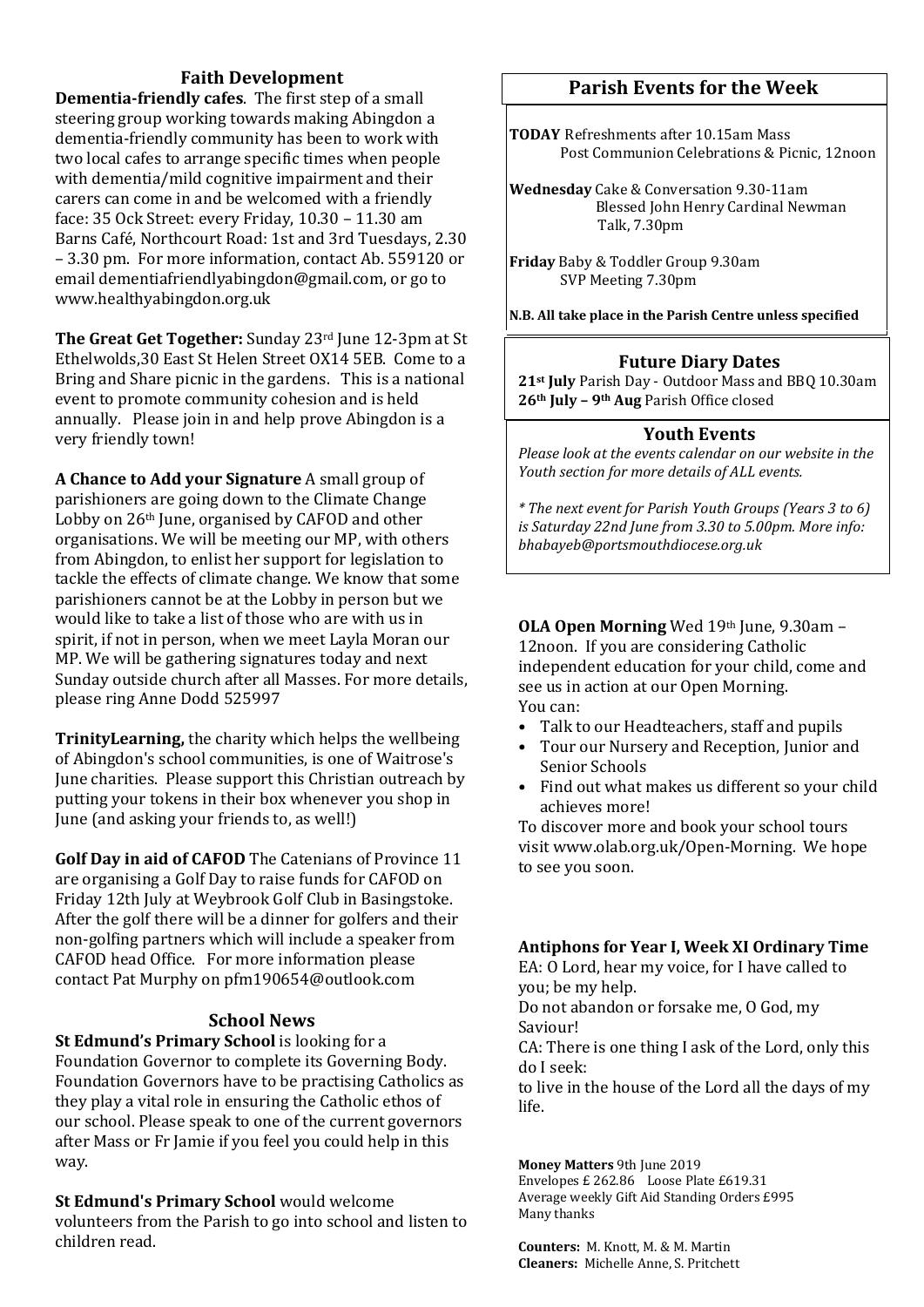## Faith Development

**Dementia-friendly cafes**. The first step of a small steering group working towards making Abingdon a dementia-friendly community has been to work with two local cafes to arrange specific times when people with dementia/mild cognitive impairment and their carers can come in and be welcomed with a friendly face: 35 Ock Street: every Friday, 10.30 – 11.30 am Barns Café, Northcourt Road: 1st and 3rd Tuesdays, 2.30 – 3.30 pm. For more information, contact Ab. 559120 or email dementiafriendlyabingdon@gmail.com, or go to www.healthyabingdon.org.uk

**The Great Get Together:** Sunday 23rd June 12-3pm at St Ethelwolds,30 East St Helen Street OX14 5EB. Come to a Bring and Share picnic in the gardens. This is a national event to promote community cohesion and is held annually. Please join in and help prove Abingdon is a very friendly town!

**A Chance to Add your Signature** A small group of parishioners are going down to the Climate Change Lobby on 26th June, organised by CAFOD and other organisations. We will be meeting our MP, with others from Abingdon, to enlist her support for legislation to tackle the effects of climate change. We know that some parishioners cannot be at the Lobby in person but we would like to take a list of those who are with us in spirit, if not in person, when we meet Layla Moran our MP. We will be gathering signatures today and next Sunday outside church after all Masses. For more details, please ring Anne Dodd 525997

**TrinityLearning,** the charity which helps the wellbeing of Abingdon's school communities, is one of Waitrose's June charities. Please support this Christian outreach by putting your tokens in their box whenever you shop in June (and asking your friends to, as well!)

**Golf Day in aid of CAFOD** The Catenians of Province 11 are organising a Golf Day to raise funds for CAFOD on Friday 12th July at Weybrook Golf Club in Basingstoke. After the golf there will be a dinner for golfers and their non-golfing partners which will include a speaker from CAFOD head Office. For more information please contact Pat Murphy on pfm190654@outlook.com

## School News

**St Edmund's Primary School** is looking for a Foundation Governor to complete its Governing Body. Foundation Governors have to be practising Catholics as they play a vital role in ensuring the Catholic ethos of our school. Please speak to one of the current governors after Mass or Fr Jamie if you feel you could help in this way.

**St Edmund's Primary School** would welcome volunteers from the Parish to go into school and listen to children read.

## Parish Events for the Week

**TODAY** Refreshments after 10.15am Mass
Post Communion Celebrations & Picnic, 12noon

**Wednesday** Cake & Conversation 9.30-11am
Blessed John Henry Cardinal Newman Talk, 7.30pm

**Friday** Baby & Toddler Group 9.30am
SVP Meeting 7.30pm

**N.B. All take place in the Parish Centre unless specified**

### Future Diary Dates

**21st July** Parish Day - Outdoor Mass and BBQ 10.30am
**26th July – 9th Aug** Parish Office closed

### Youth Events

*Please look at the events calendar on our website in the Youth section for more details of ALL events.*

*\* The next event for Parish Youth Groups (Years 3 to 6) is Saturday 22nd June from 3.30 to 5.00pm. More info: bhabayeb@portsmouthdiocese.org.uk*

**OLA Open Morning** Wed 19th June, 9.30am – 12noon. If you are considering Catholic independent education for your child, come and see us in action at our Open Morning.
You can:

- Talk to our Headteachers, staff and pupils
- Tour our Nursery and Reception, Junior and Senior Schools
- Find out what makes us different so your child achieves more!

To discover more and book your school tours visit www.olab.org.uk/Open-Morning. We hope to see you soon.

**Antiphons for Year I, Week XI Ordinary Time**
EA: O Lord, hear my voice, for I have called to you; be my help.
Do not abandon or forsake me, O God, my Saviour!
CA: There is one thing I ask of the Lord, only this do I seek:
to live in the house of the Lord all the days of my life.

**Money Matters** 9th June 2019
Envelopes £ 262.86 Loose Plate £619.31
Average weekly Gift Aid Standing Orders £995
Many thanks

**Counters:** M. Knott, M. & M. Martin
**Cleaners:** Michelle Anne, S. Pritchett